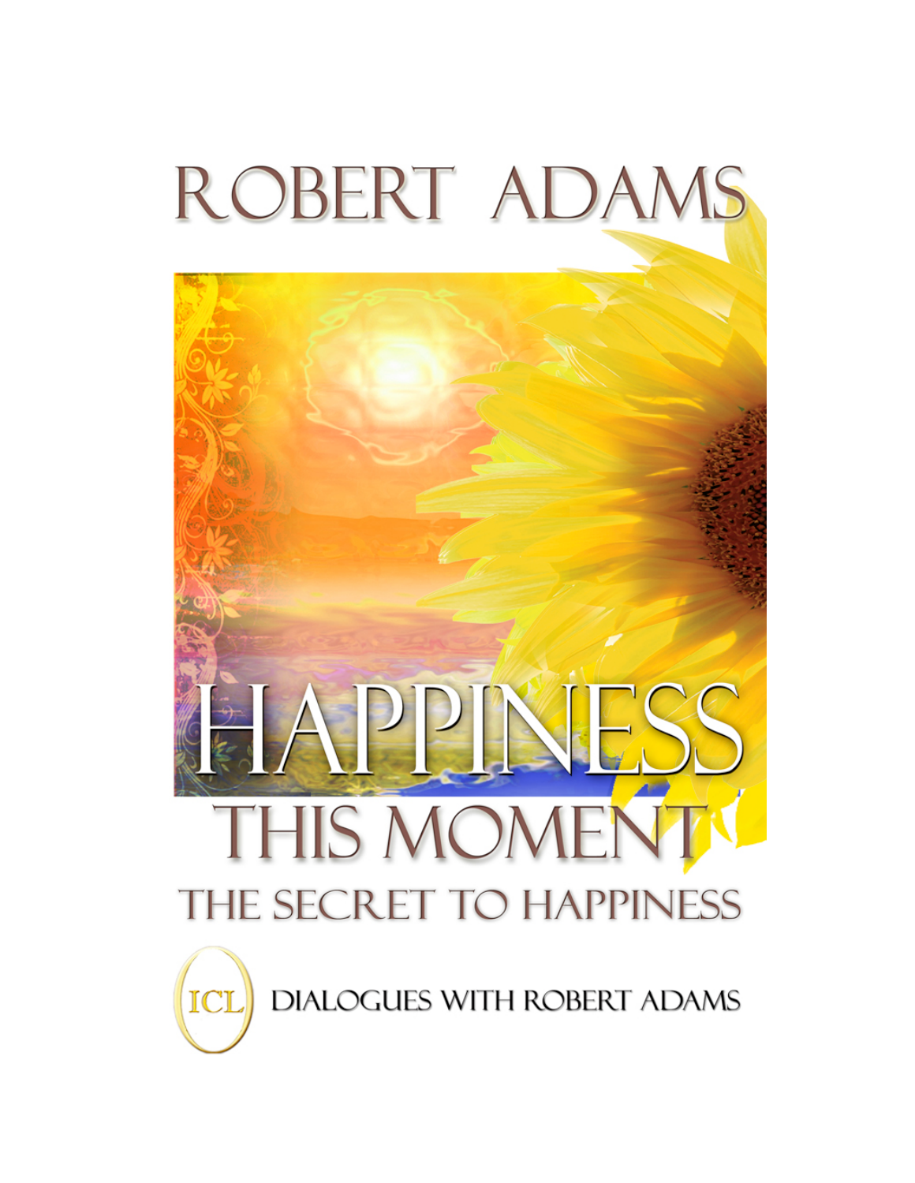# ROBERT ADAMS

# HAPPINESS

## THIS MOMENT

### THE SECRET TO HAPPINESS

ICL DIALOGUES WITH ROBERT ADAMS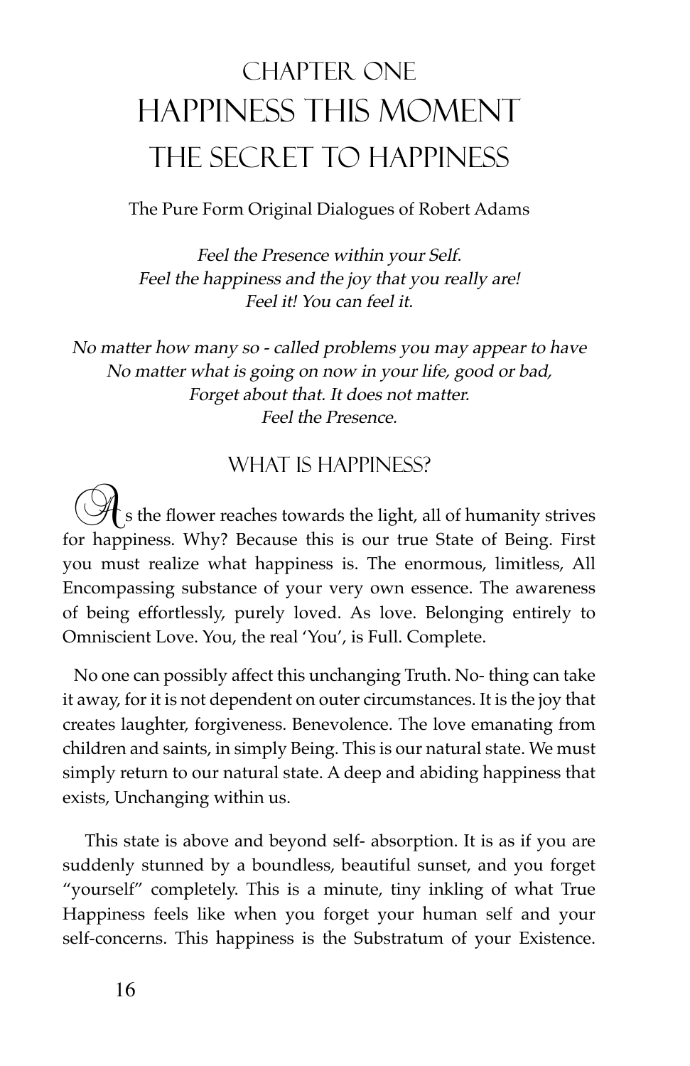# Chapter One
# Happiness This Moment
# The Secret to Happiness

The Pure Form Original Dialogues of Robert Adams

*Feel the Presence within your Self.*
*Feel the happiness and the joy that you really are!*
*Feel it! You can feel it.*

*No matter how many so - called problems you may appear to have*
*No matter what is going on now in your life, good or bad,*
*Forget about that. It does not matter.*
*Feel the Presence.*

## What is Happiness?

As the flower reaches towards the light, all of humanity strives for happiness. Why? Because this is our true State of Being. First you must realize what happiness is. The enormous, limitless, All Encompassing substance of your very own essence. The awareness of being effortlessly, purely loved. As love. Belonging entirely to Omniscient Love. You, the real 'You', is Full. Complete.

No one can possibly affect this unchanging Truth. No- thing can take it away, for it is not dependent on outer circumstances. It is the joy that creates laughter, forgiveness. Benevolence. The love emanating from children and saints, in simply Being. This is our natural state. We must simply return to our natural state. A deep and abiding happiness that exists, Unchanging within us.

This state is above and beyond self- absorption. It is as if you are suddenly stunned by a boundless, beautiful sunset, and you forget "yourself" completely. This is a minute, tiny inkling of what True Happiness feels like when you forget your human self and your self-concerns. This happiness is the Substratum of your Existence.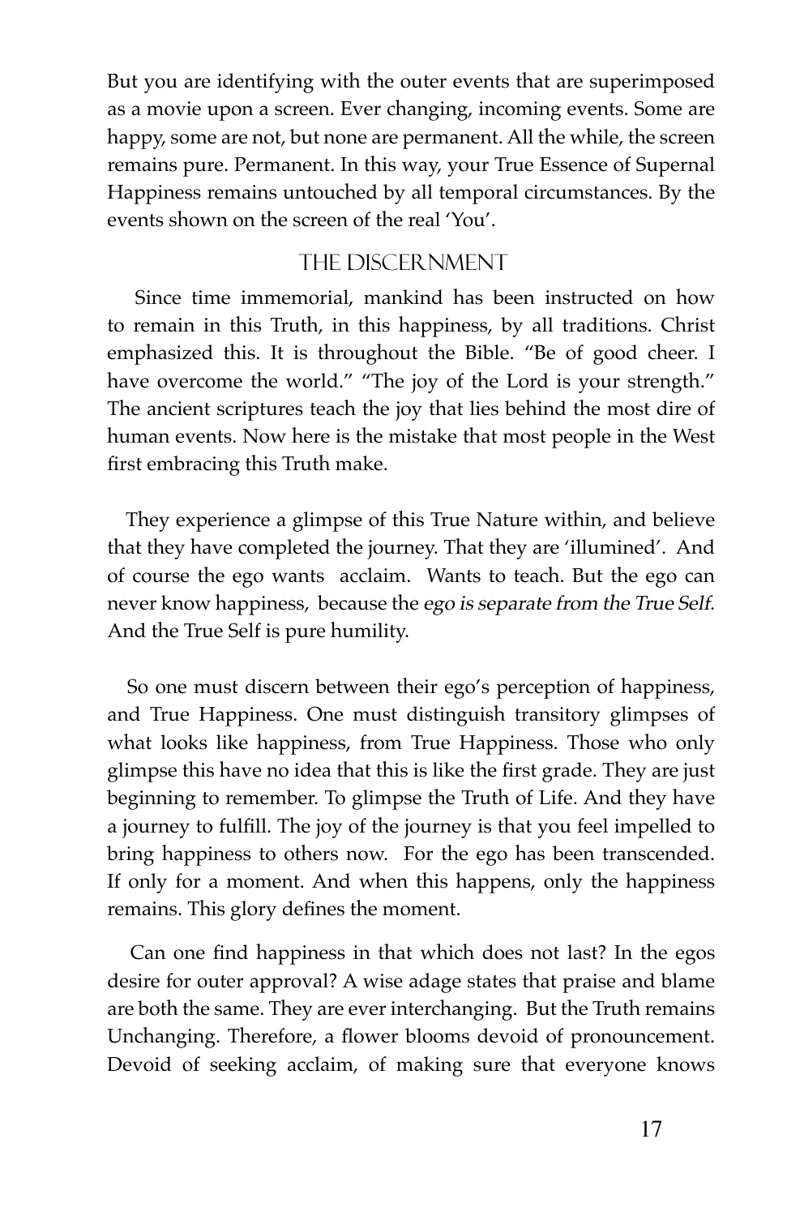But you are identifying with the outer events that are superimposed as a movie upon a screen. Ever changing, incoming events. Some are happy, some are not, but none are permanent. All the while, the screen remains pure. Permanent. In this way, your True Essence of Supernal Happiness remains untouched by all temporal circumstances. By the events shown on the screen of the real 'You'.

## THE DISCERNMENT

Since time immemorial, mankind has been instructed on how to remain in this Truth, in this happiness, by all traditions. Christ emphasized this. It is throughout the Bible. "Be of good cheer. I have overcome the world." "The joy of the Lord is your strength." The ancient scriptures teach the joy that lies behind the most dire of human events. Now here is the mistake that most people in the West first embracing this Truth make.

They experience a glimpse of this True Nature within, and believe that they have completed the journey. That they are 'illumined'. And of course the ego wants acclaim. Wants to teach. But the ego can never know happiness, because the *ego is separate from the True Self*. And the True Self is pure humility.

So one must discern between their ego's perception of happiness, and True Happiness. One must distinguish transitory glimpses of what looks like happiness, from True Happiness. Those who only glimpse this have no idea that this is like the first grade. They are just beginning to remember. To glimpse the Truth of Life. And they have a journey to fulfill. The joy of the journey is that you feel impelled to bring happiness to others now. For the ego has been transcended. If only for a moment. And when this happens, only the happiness remains. This glory defines the moment.

Can one find happiness in that which does not last? In the egos desire for outer approval? A wise adage states that praise and blame are both the same. They are ever interchanging. But the Truth remains Unchanging. Therefore, a flower blooms devoid of pronouncement. Devoid of seeking acclaim, of making sure that everyone knows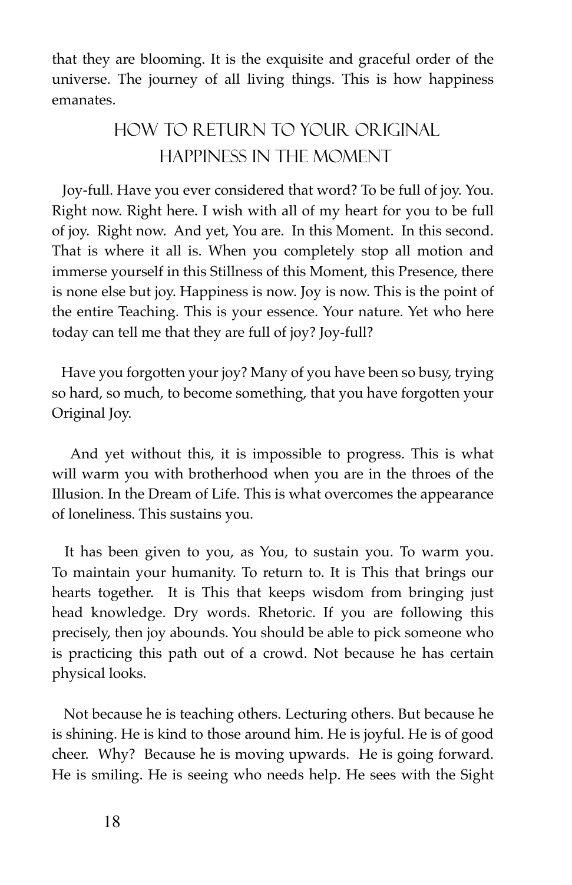that they are blooming. It is the exquisite and graceful order of the universe. The journey of all living things. This is how happiness emanates.

## How to Return to Your Original Happiness in the Moment

Joy-full. Have you ever considered that word? To be full of joy. You. Right now. Right here. I wish with all of my heart for you to be full of joy. Right now. And yet, You are. In this Moment. In this second. That is where it all is. When you completely stop all motion and immerse yourself in this Stillness of this Moment, this Presence, there is none else but joy. Happiness is now. Joy is now. This is the point of the entire Teaching. This is your essence. Your nature. Yet who here today can tell me that they are full of joy? Joy-full?

Have you forgotten your joy? Many of you have been so busy, trying so hard, so much, to become something, that you have forgotten your Original Joy.

And yet without this, it is impossible to progress. This is what will warm you with brotherhood when you are in the throes of the Illusion. In the Dream of Life. This is what overcomes the appearance of loneliness. This sustains you.

It has been given to you, as You, to sustain you. To warm you. To maintain your humanity. To return to. It is This that brings our hearts together. It is This that keeps wisdom from bringing just head knowledge. Dry words. Rhetoric. If you are following this precisely, then joy abounds. You should be able to pick someone who is practicing this path out of a crowd. Not because he has certain physical looks.

Not because he is teaching others. Lecturing others. But because he is shining. He is kind to those around him. He is joyful. He is of good cheer. Why? Because he is moving upwards. He is going forward. He is smiling. He is seeing who needs help. He sees with the Sight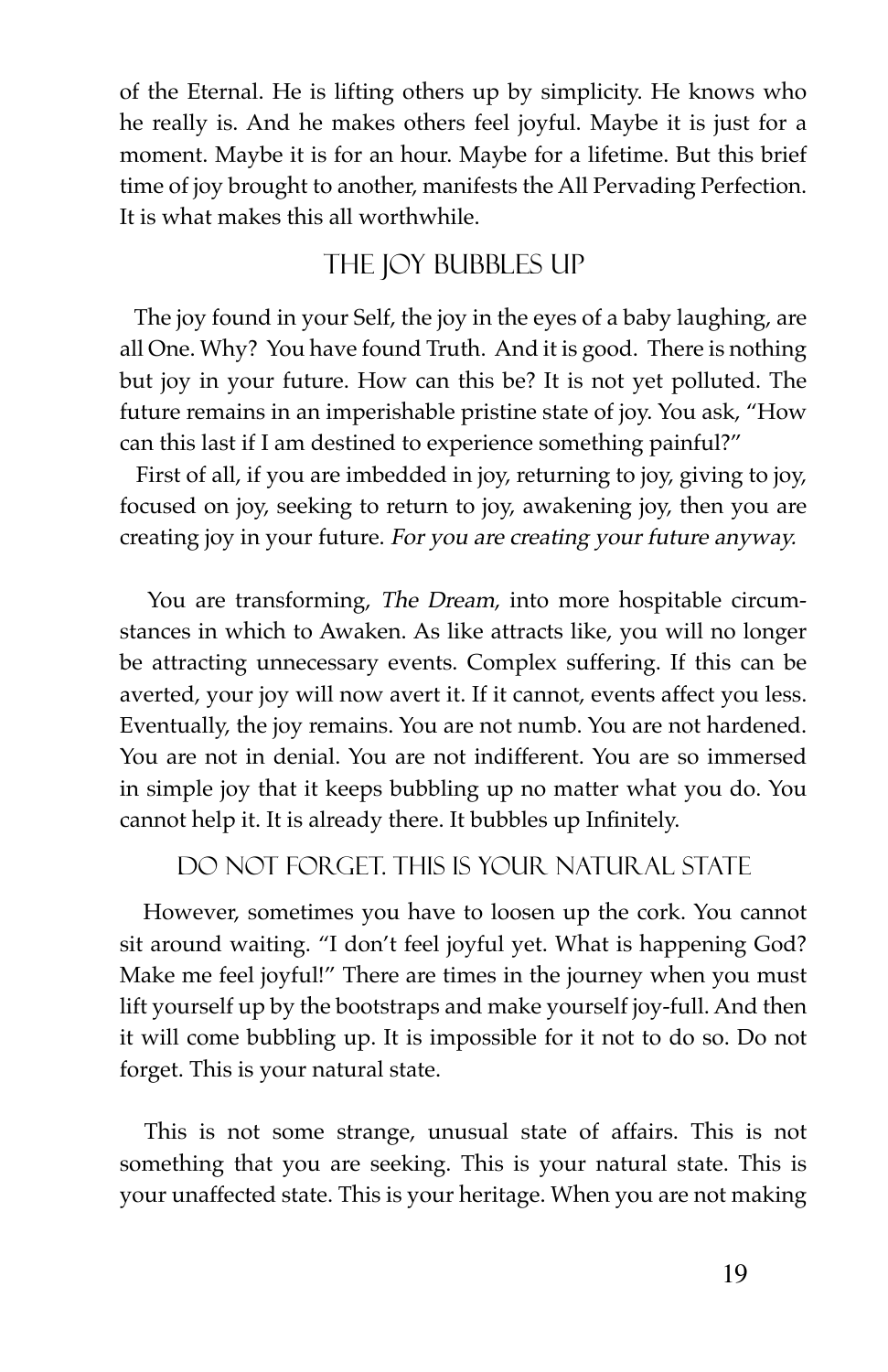of the Eternal. He is lifting others up by simplicity. He knows who he really is. And he makes others feel joyful. Maybe it is just for a moment. Maybe it is for an hour. Maybe for a lifetime. But this brief time of joy brought to another, manifests the All Pervading Perfection. It is what makes this all worthwhile.

## The Joy Bubbles Up

The joy found in your Self, the joy in the eyes of a baby laughing, are all One. Why? You have found Truth. And it is good. There is nothing but joy in your future. How can this be? It is not yet polluted. The future remains in an imperishable pristine state of joy. You ask, "How can this last if I am destined to experience something painful?"

First of all, if you are imbedded in joy, returning to joy, giving to joy, focused on joy, seeking to return to joy, awakening joy, then you are creating joy in your future. *For you are creating your future anyway.*

You are transforming, *The Dream*, into more hospitable circumstances in which to Awaken. As like attracts like, you will no longer be attracting unnecessary events. Complex suffering. If this can be averted, your joy will now avert it. If it cannot, events affect you less. Eventually, the joy remains. You are not numb. You are not hardened. You are not in denial. You are not indifferent. You are so immersed in simple joy that it keeps bubbling up no matter what you do. You cannot help it. It is already there. It bubbles up Infinitely.

## Do Not Forget. This Is Your Natural State

However, sometimes you have to loosen up the cork. You cannot sit around waiting. "I don't feel joyful yet. What is happening God? Make me feel joyful!" There are times in the journey when you must lift yourself up by the bootstraps and make yourself joy-full. And then it will come bubbling up. It is impossible for it not to do so. Do not forget. This is your natural state.

This is not some strange, unusual state of affairs. This is not something that you are seeking. This is your natural state. This is your unaffected state. This is your heritage. When you are not making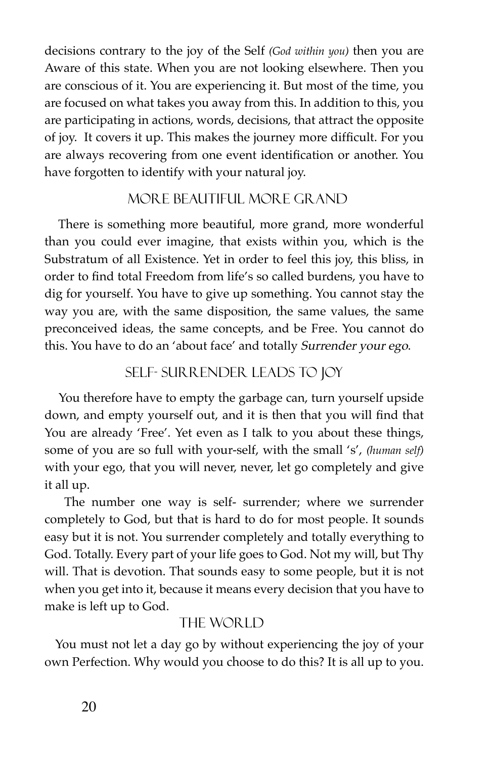decisions contrary to the joy of the Self *(God within you)* then you are Aware of this state. When you are not looking elsewhere. Then you are conscious of it. You are experiencing it. But most of the time, you are focused on what takes you away from this. In addition to this, you are participating in actions, words, decisions, that attract the opposite of joy. It covers it up. This makes the journey more difficult. For you are always recovering from one event identification or another. You have forgotten to identify with your natural joy.

## More Beautiful More Grand

There is something more beautiful, more grand, more wonderful than you could ever imagine, that exists within you, which is the Substratum of all Existence. Yet in order to feel this joy, this bliss, in order to find total Freedom from life's so called burdens, you have to dig for yourself. You have to give up something. You cannot stay the way you are, with the same disposition, the same values, the same preconceived ideas, the same concepts, and be Free. You cannot do this. You have to do an 'about face' and totally *Surrender your ego*.

## Self- Surrender Leads to Joy

You therefore have to empty the garbage can, turn yourself upside down, and empty yourself out, and it is then that you will find that You are already 'Free'. Yet even as I talk to you about these things, some of you are so full with your-self, with the small 's', *(human self)* with your ego, that you will never, never, let go completely and give it all up.

The number one way is self- surrender; where we surrender completely to God, but that is hard to do for most people. It sounds easy but it is not. You surrender completely and totally everything to God. Totally. Every part of your life goes to God. Not my will, but Thy will. That is devotion. That sounds easy to some people, but it is not when you get into it, because it means every decision that you have to make is left up to God.

## The World

You must not let a day go by without experiencing the joy of your own Perfection. Why would you choose to do this? It is all up to you.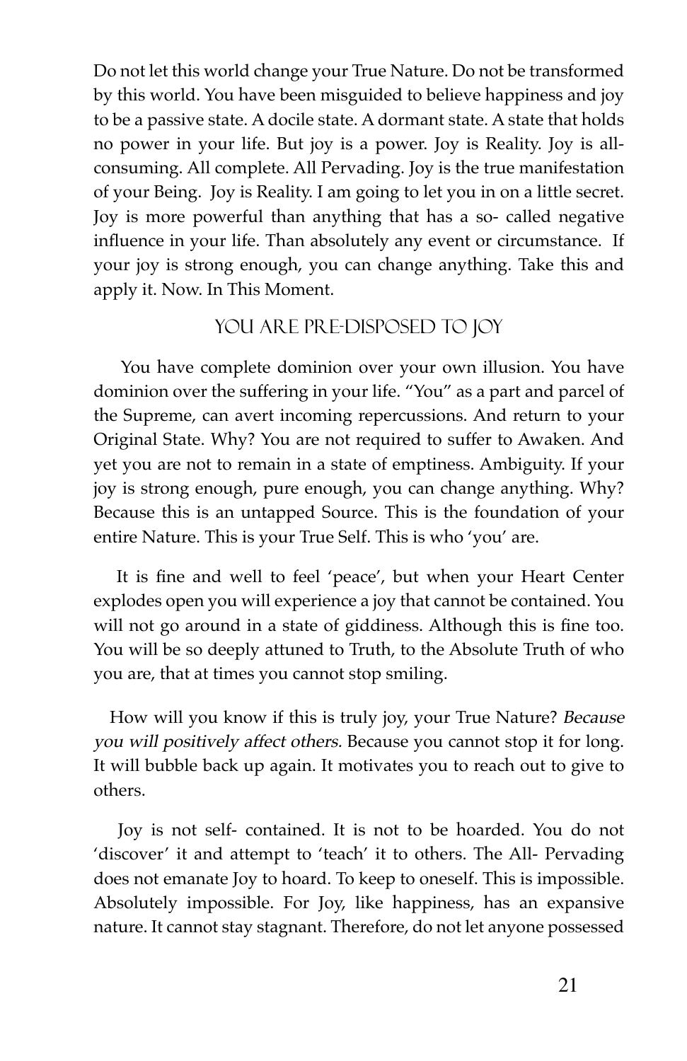Do not let this world change your True Nature. Do not be transformed by this world. You have been misguided to believe happiness and joy to be a passive state. A docile state. A dormant state. A state that holds no power in your life. But joy is a power. Joy is Reality. Joy is all-consuming. All complete. All Pervading. Joy is the true manifestation of your Being. Joy is Reality. I am going to let you in on a little secret. Joy is more powerful than anything that has a so- called negative influence in your life. Than absolutely any event or circumstance. If your joy is strong enough, you can change anything. Take this and apply it. Now. In This Moment.

## You Are Pre-Disposed to Joy

You have complete dominion over your own illusion. You have dominion over the suffering in your life. "You" as a part and parcel of the Supreme, can avert incoming repercussions. And return to your Original State. Why? You are not required to suffer to Awaken. And yet you are not to remain in a state of emptiness. Ambiguity. If your joy is strong enough, pure enough, you can change anything. Why? Because this is an untapped Source. This is the foundation of your entire Nature. This is your True Self. This is who 'you' are.

It is fine and well to feel 'peace', but when your Heart Center explodes open you will experience a joy that cannot be contained. You will not go around in a state of giddiness. Although this is fine too. You will be so deeply attuned to Truth, to the Absolute Truth of who you are, that at times you cannot stop smiling.

How will you know if this is truly joy, your True Nature? *Because you will positively affect others.* Because you cannot stop it for long. It will bubble back up again. It motivates you to reach out to give to others.

Joy is not self- contained. It is not to be hoarded. You do not 'discover' it and attempt to 'teach' it to others. The All- Pervading does not emanate Joy to hoard. To keep to oneself. This is impossible. Absolutely impossible. For Joy, like happiness, has an expansive nature. It cannot stay stagnant. Therefore, do not let anyone possessed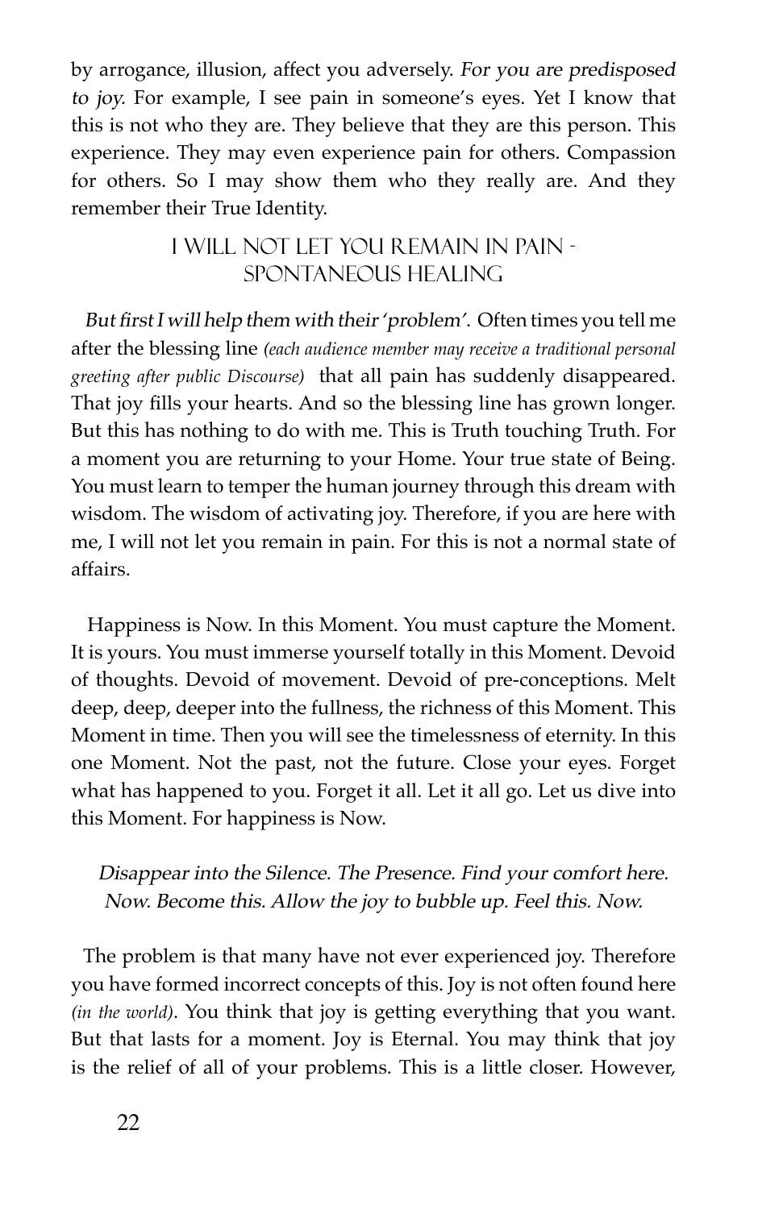by arrogance, illusion, affect you adversely. *For you are predisposed to joy.* For example, I see pain in someone's eyes. Yet I know that this is not who they are. They believe that they are this person. This experience. They may even experience pain for others. Compassion for others. So I may show them who they really are. And they remember their True Identity.

## I Will Not Let You Remain In Pain - Spontaneous Healing

*But first I will help them with their 'problem'.* Often times you tell me after the blessing line *(each audience member may receive a traditional personal greeting after public Discourse)* that all pain has suddenly disappeared. That joy fills your hearts. And so the blessing line has grown longer. But this has nothing to do with me. This is Truth touching Truth. For a moment you are returning to your Home. Your true state of Being. You must learn to temper the human journey through this dream with wisdom. The wisdom of activating joy. Therefore, if you are here with me, I will not let you remain in pain. For this is not a normal state of affairs.

Happiness is Now. In this Moment. You must capture the Moment. It is yours. You must immerse yourself totally in this Moment. Devoid of thoughts. Devoid of movement. Devoid of pre-conceptions. Melt deep, deep, deeper into the fullness, the richness of this Moment. This Moment in time. Then you will see the timelessness of eternity. In this one Moment. Not the past, not the future. Close your eyes. Forget what has happened to you. Forget it all. Let it all go. Let us dive into this Moment. For happiness is Now.

*Disappear into the Silence. The Presence. Find your comfort here. Now. Become this. Allow the joy to bubble up. Feel this. Now.*

The problem is that many have not ever experienced joy. Therefore you have formed incorrect concepts of this. Joy is not often found here *(in the world)*. You think that joy is getting everything that you want. But that lasts for a moment. Joy is Eternal. You may think that joy is the relief of all of your problems. This is a little closer. However,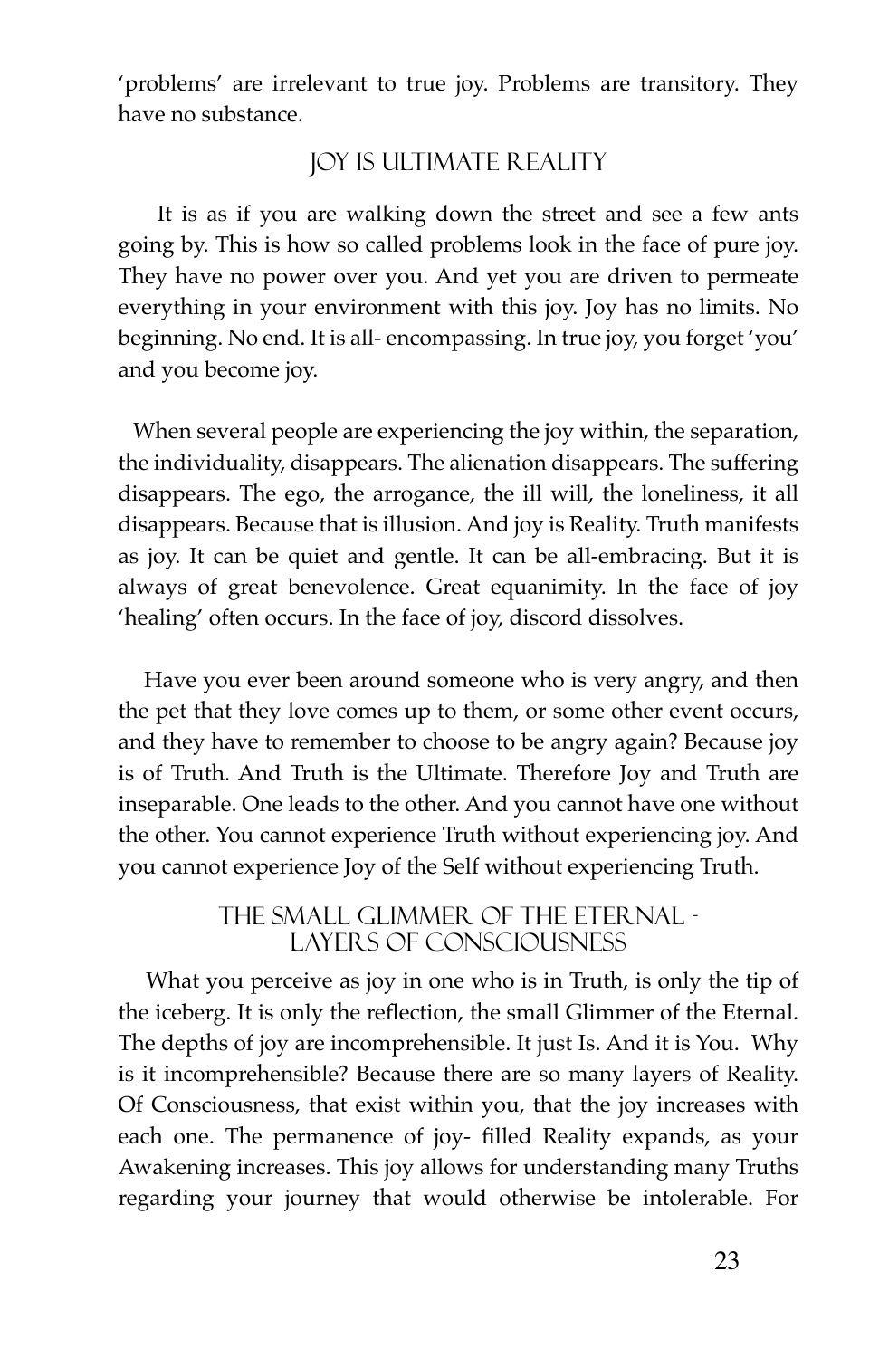'problems' are irrelevant to true joy. Problems are transitory. They have no substance.

## Joy Is Ultimate Reality

It is as if you are walking down the street and see a few ants going by. This is how so called problems look in the face of pure joy. They have no power over you. And yet you are driven to permeate everything in your environment with this joy. Joy has no limits. No beginning. No end. It is all- encompassing. In true joy, you forget 'you' and you become joy.

When several people are experiencing the joy within, the separation, the individuality, disappears. The alienation disappears. The suffering disappears. The ego, the arrogance, the ill will, the loneliness, it all disappears. Because that is illusion. And joy is Reality. Truth manifests as joy. It can be quiet and gentle. It can be all-embracing. But it is always of great benevolence. Great equanimity. In the face of joy 'healing' often occurs. In the face of joy, discord dissolves.

Have you ever been around someone who is very angry, and then the pet that they love comes up to them, or some other event occurs, and they have to remember to choose to be angry again? Because joy is of Truth. And Truth is the Ultimate. Therefore Joy and Truth are inseparable. One leads to the other. And you cannot have one without the other. You cannot experience Truth without experiencing joy. And you cannot experience Joy of the Self without experiencing Truth.

## The Small Glimmer of the Eternal - Layers of Consciousness

What you perceive as joy in one who is in Truth, is only the tip of the iceberg. It is only the reflection, the small Glimmer of the Eternal. The depths of joy are incomprehensible. It just Is. And it is You. Why is it incomprehensible? Because there are so many layers of Reality. Of Consciousness, that exist within you, that the joy increases with each one. The permanence of joy- filled Reality expands, as your Awakening increases. This joy allows for understanding many Truths regarding your journey that would otherwise be intolerable. For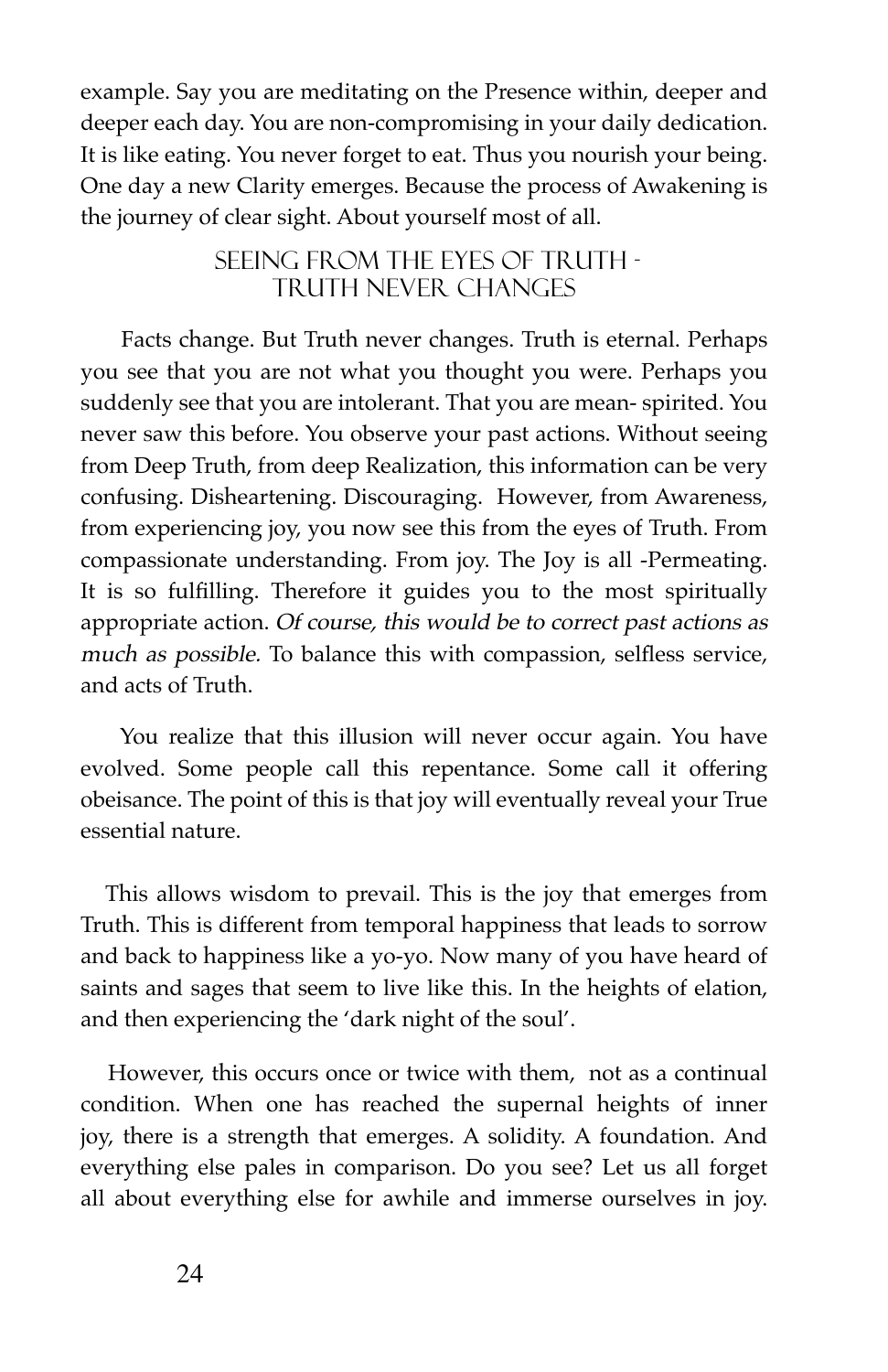example. Say you are meditating on the Presence within, deeper and deeper each day. You are non-compromising in your daily dedication. It is like eating. You never forget to eat. Thus you nourish your being. One day a new Clarity emerges. Because the process of Awakening is the journey of clear sight. About yourself most of all.

## Seeing from the Eyes of Truth - Truth Never Changes

Facts change. But Truth never changes. Truth is eternal. Perhaps you see that you are not what you thought you were. Perhaps you suddenly see that you are intolerant. That you are mean- spirited. You never saw this before. You observe your past actions. Without seeing from Deep Truth, from deep Realization, this information can be very confusing. Disheartening. Discouraging. However, from Awareness, from experiencing joy, you now see this from the eyes of Truth. From compassionate understanding. From joy. The Joy is all -Permeating. It is so fulfilling. Therefore it guides you to the most spiritually appropriate action. *Of course, this would be to correct past actions as much as possible.* To balance this with compassion, selfless service, and acts of Truth.

You realize that this illusion will never occur again. You have evolved. Some people call this repentance. Some call it offering obeisance. The point of this is that joy will eventually reveal your True essential nature.

This allows wisdom to prevail. This is the joy that emerges from Truth. This is different from temporal happiness that leads to sorrow and back to happiness like a yo-yo. Now many of you have heard of saints and sages that seem to live like this. In the heights of elation, and then experiencing the 'dark night of the soul'.

However, this occurs once or twice with them, not as a continual condition. When one has reached the supernal heights of inner joy, there is a strength that emerges. A solidity. A foundation. And everything else pales in comparison. Do you see? Let us all forget all about everything else for awhile and immerse ourselves in joy.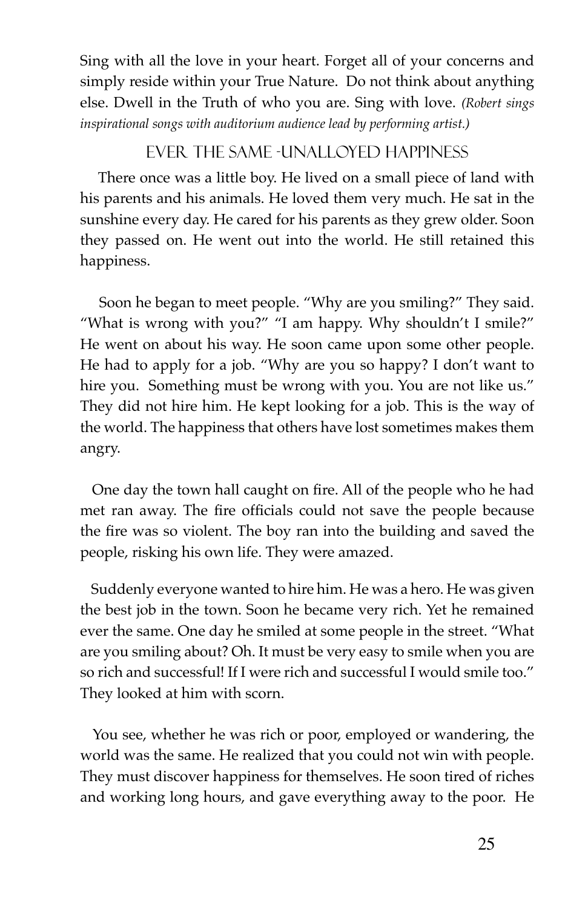Sing with all the love in your heart. Forget all of your concerns and simply reside within your True Nature. Do not think about anything else. Dwell in the Truth of who you are. Sing with love. *(Robert sings inspirational songs with auditorium audience lead by performing artist.)*

## Ever the Same -Unalloyed Happiness

There once was a little boy. He lived on a small piece of land with his parents and his animals. He loved them very much. He sat in the sunshine every day. He cared for his parents as they grew older. Soon they passed on. He went out into the world. He still retained this happiness.

Soon he began to meet people. "Why are you smiling?" They said. "What is wrong with you?" "I am happy. Why shouldn't I smile?" He went on about his way. He soon came upon some other people. He had to apply for a job. "Why are you so happy? I don't want to hire you. Something must be wrong with you. You are not like us." They did not hire him. He kept looking for a job. This is the way of the world. The happiness that others have lost sometimes makes them angry.

One day the town hall caught on fire. All of the people who he had met ran away. The fire officials could not save the people because the fire was so violent. The boy ran into the building and saved the people, risking his own life. They were amazed.

Suddenly everyone wanted to hire him. He was a hero. He was given the best job in the town. Soon he became very rich. Yet he remained ever the same. One day he smiled at some people in the street. "What are you smiling about? Oh. It must be very easy to smile when you are so rich and successful! If I were rich and successful I would smile too." They looked at him with scorn.

You see, whether he was rich or poor, employed or wandering, the world was the same. He realized that you could not win with people. They must discover happiness for themselves. He soon tired of riches and working long hours, and gave everything away to the poor. He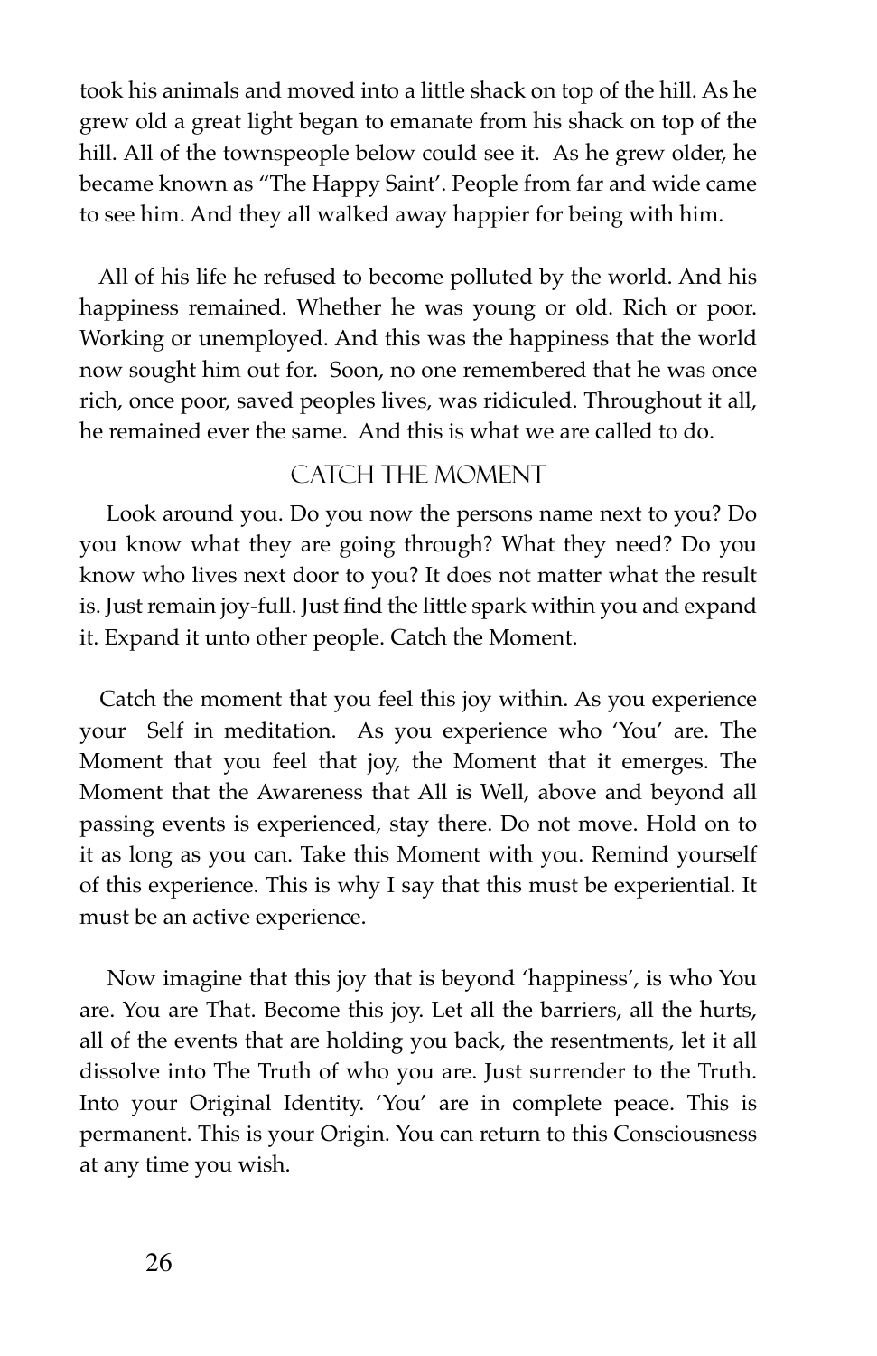took his animals and moved into a little shack on top of the hill. As he grew old a great light began to emanate from his shack on top of the hill. All of the townspeople below could see it. As he grew older, he became known as "The Happy Saint'. People from far and wide came to see him. And they all walked away happier for being with him.

All of his life he refused to become polluted by the world. And his happiness remained. Whether he was young or old. Rich or poor. Working or unemployed. And this was the happiness that the world now sought him out for. Soon, no one remembered that he was once rich, once poor, saved peoples lives, was ridiculed. Throughout it all, he remained ever the same. And this is what we are called to do.

## Catch the Moment

Look around you. Do you now the persons name next to you? Do you know what they are going through? What they need? Do you know who lives next door to you? It does not matter what the result is. Just remain joy-full. Just find the little spark within you and expand it. Expand it unto other people. Catch the Moment.

Catch the moment that you feel this joy within. As you experience your Self in meditation. As you experience who 'You' are. The Moment that you feel that joy, the Moment that it emerges. The Moment that the Awareness that All is Well, above and beyond all passing events is experienced, stay there. Do not move. Hold on to it as long as you can. Take this Moment with you. Remind yourself of this experience. This is why I say that this must be experiential. It must be an active experience.

Now imagine that this joy that is beyond 'happiness', is who You are. You are That. Become this joy. Let all the barriers, all the hurts, all of the events that are holding you back, the resentments, let it all dissolve into The Truth of who you are. Just surrender to the Truth. Into your Original Identity. 'You' are in complete peace. This is permanent. This is your Origin. You can return to this Consciousness at any time you wish.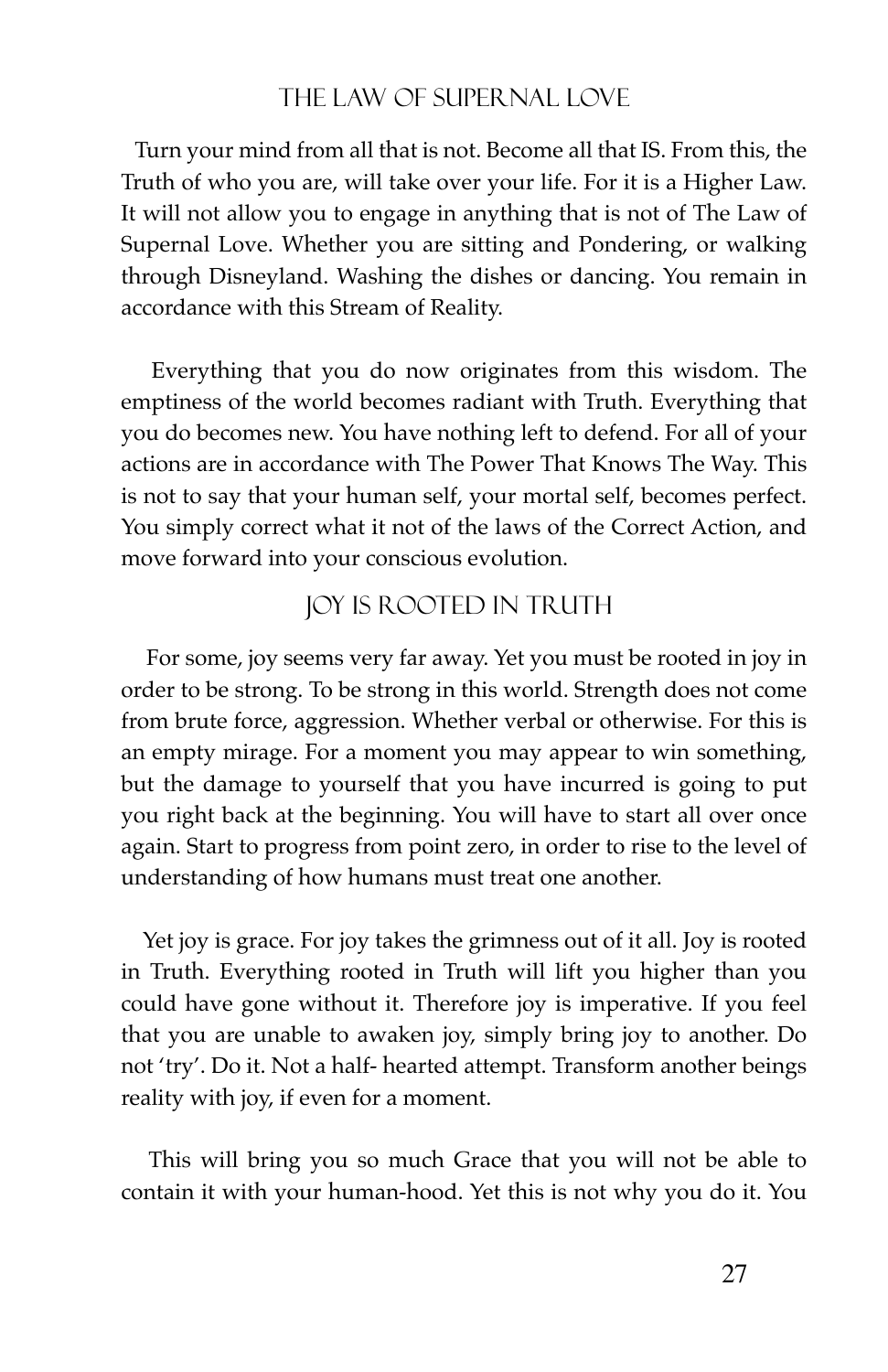## THE LAW OF SUPERNAL LOVE

Turn your mind from all that is not. Become all that IS. From this, the Truth of who you are, will take over your life. For it is a Higher Law. It will not allow you to engage in anything that is not of The Law of Supernal Love. Whether you are sitting and Pondering, or walking through Disneyland. Washing the dishes or dancing. You remain in accordance with this Stream of Reality.

Everything that you do now originates from this wisdom. The emptiness of the world becomes radiant with Truth. Everything that you do becomes new. You have nothing left to defend. For all of your actions are in accordance with The Power That Knows The Way. This is not to say that your human self, your mortal self, becomes perfect. You simply correct what it not of the laws of the Correct Action, and move forward into your conscious evolution.

## JOY IS ROOTED IN TRUTH

For some, joy seems very far away. Yet you must be rooted in joy in order to be strong. To be strong in this world. Strength does not come from brute force, aggression. Whether verbal or otherwise. For this is an empty mirage. For a moment you may appear to win something, but the damage to yourself that you have incurred is going to put you right back at the beginning. You will have to start all over once again. Start to progress from point zero, in order to rise to the level of understanding of how humans must treat one another.

Yet joy is grace. For joy takes the grimness out of it all. Joy is rooted in Truth. Everything rooted in Truth will lift you higher than you could have gone without it. Therefore joy is imperative. If you feel that you are unable to awaken joy, simply bring joy to another. Do not 'try'. Do it. Not a half- hearted attempt. Transform another beings reality with joy, if even for a moment.

This will bring you so much Grace that you will not be able to contain it with your human-hood. Yet this is not why you do it. You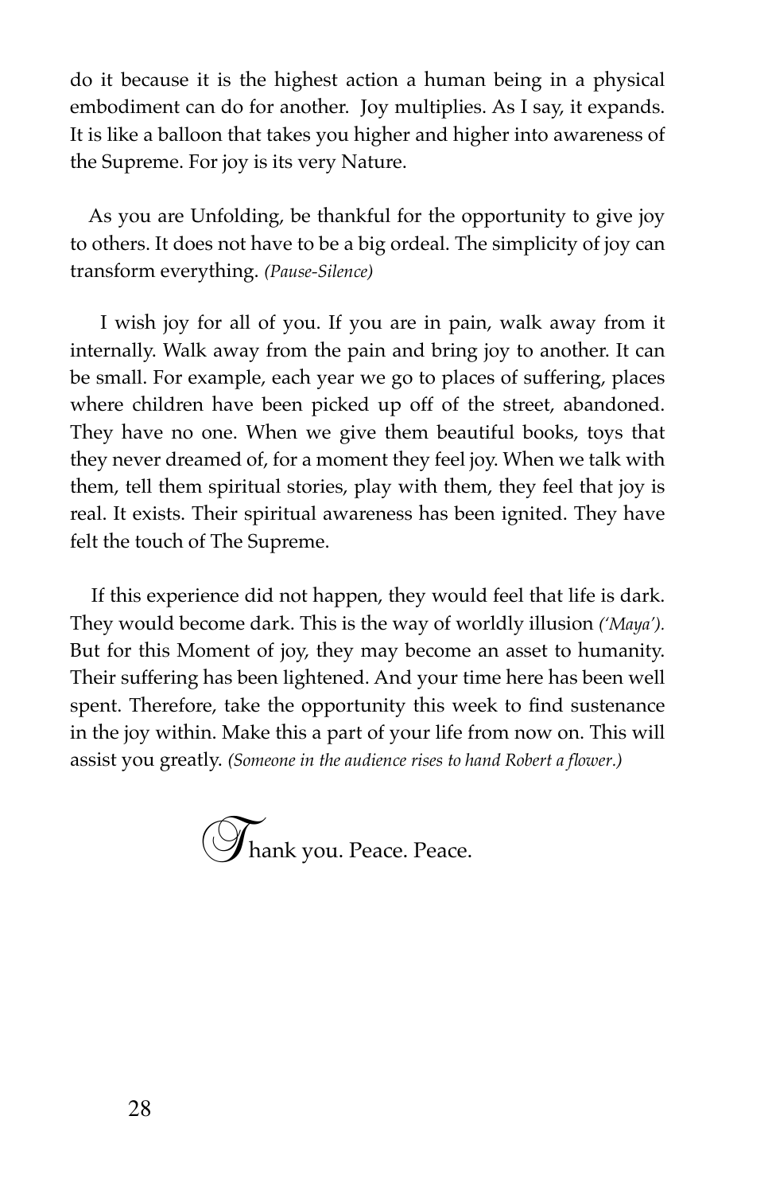do it because it is the highest action a human being in a physical embodiment can do for another. Joy multiplies. As I say, it expands. It is like a balloon that takes you higher and higher into awareness of the Supreme. For joy is its very Nature.

As you are Unfolding, be thankful for the opportunity to give joy to others. It does not have to be a big ordeal. The simplicity of joy can transform everything. *(Pause-Silence)*

I wish joy for all of you. If you are in pain, walk away from it internally. Walk away from the pain and bring joy to another. It can be small. For example, each year we go to places of suffering, places where children have been picked up off of the street, abandoned. They have no one. When we give them beautiful books, toys that they never dreamed of, for a moment they feel joy. When we talk with them, tell them spiritual stories, play with them, they feel that joy is real. It exists. Their spiritual awareness has been ignited. They have felt the touch of The Supreme.

If this experience did not happen, they would feel that life is dark. They would become dark. This is the way of worldly illusion *('Maya').* But for this Moment of joy, they may become an asset to humanity. Their suffering has been lightened. And your time here has been well spent. Therefore, take the opportunity this week to find sustenance in the joy within. Make this a part of your life from now on. This will assist you greatly. *(Someone in the audience rises to hand Robert a flower.)*

Thank you. Peace. Peace.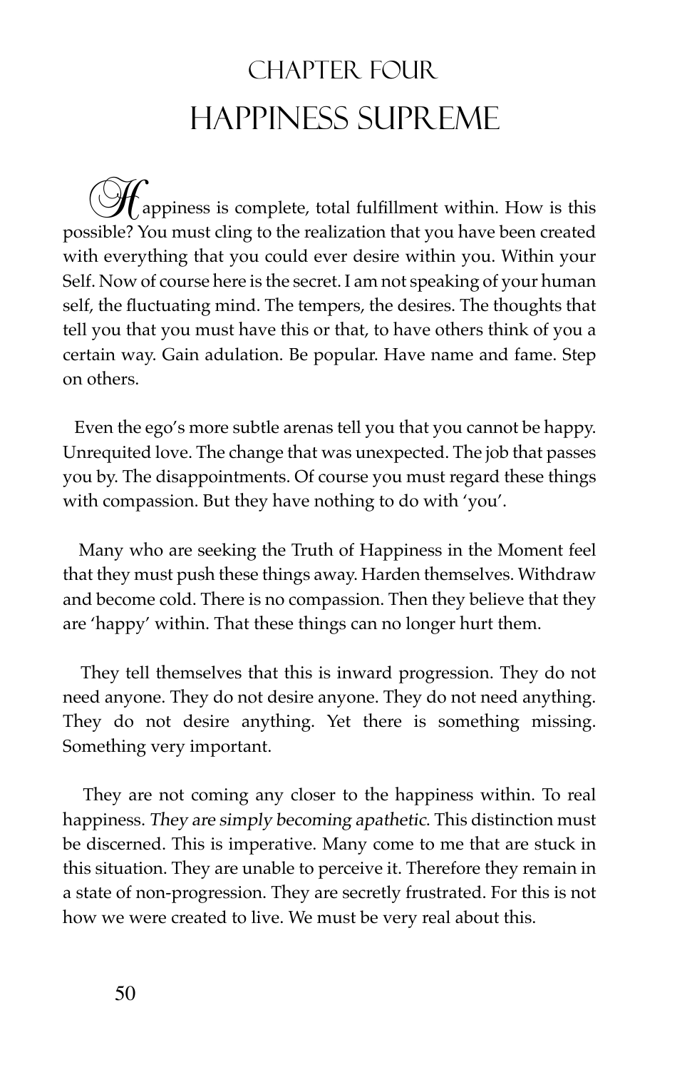# CHAPTER FOUR
# HAPPINESS SUPREME

Happiness is complete, total fulfillment within. How is this possible? You must cling to the realization that you have been created with everything that you could ever desire within you. Within your Self. Now of course here is the secret. I am not speaking of your human self, the fluctuating mind. The tempers, the desires. The thoughts that tell you that you must have this or that, to have others think of you a certain way. Gain adulation. Be popular. Have name and fame. Step on others.

Even the ego's more subtle arenas tell you that you cannot be happy. Unrequited love. The change that was unexpected. The job that passes you by. The disappointments. Of course you must regard these things with compassion. But they have nothing to do with 'you'.

Many who are seeking the Truth of Happiness in the Moment feel that they must push these things away. Harden themselves. Withdraw and become cold. There is no compassion. Then they believe that they are 'happy' within. That these things can no longer hurt them.

They tell themselves that this is inward progression. They do not need anyone. They do not desire anyone. They do not need anything. They do not desire anything. Yet there is something missing. Something very important.

They are not coming any closer to the happiness within. To real happiness. *They are simply becoming apathetic*. This distinction must be discerned. This is imperative. Many come to me that are stuck in this situation. They are unable to perceive it. Therefore they remain in a state of non-progression. They are secretly frustrated. For this is not how we were created to live. We must be very real about this.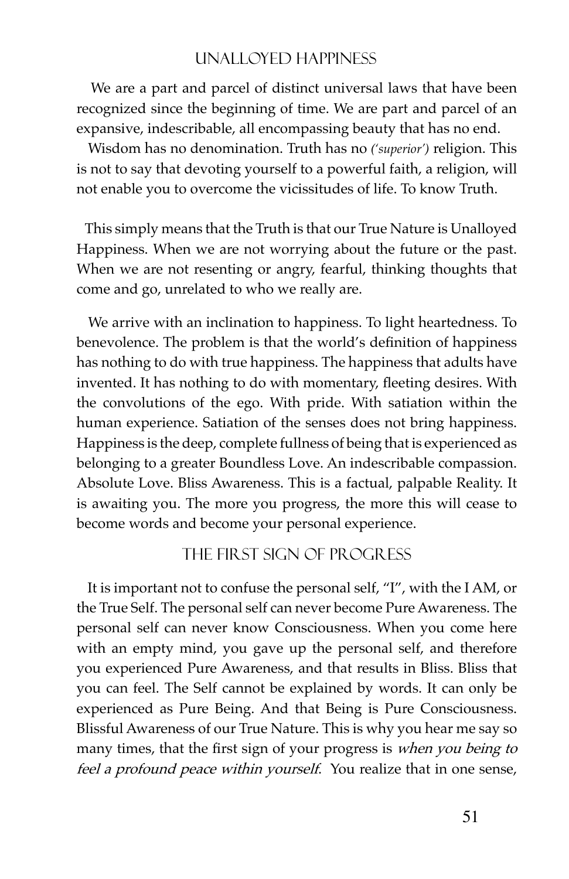## UNALLOYED HAPPINESS

We are a part and parcel of distinct universal laws that have been recognized since the beginning of time. We are part and parcel of an expansive, indescribable, all encompassing beauty that has no end.

Wisdom has no denomination. Truth has no *('superior')* religion. This is not to say that devoting yourself to a powerful faith, a religion, will not enable you to overcome the vicissitudes of life. To know Truth.

This simply means that the Truth is that our True Nature is Unalloyed Happiness. When we are not worrying about the future or the past. When we are not resenting or angry, fearful, thinking thoughts that come and go, unrelated to who we really are.

We arrive with an inclination to happiness. To light heartedness. To benevolence. The problem is that the world's definition of happiness has nothing to do with true happiness. The happiness that adults have invented. It has nothing to do with momentary, fleeting desires. With the convolutions of the ego. With pride. With satiation within the human experience. Satiation of the senses does not bring happiness. Happiness is the deep, complete fullness of being that is experienced as belonging to a greater Boundless Love. An indescribable compassion. Absolute Love. Bliss Awareness. This is a factual, palpable Reality. It is awaiting you. The more you progress, the more this will cease to become words and become your personal experience.

## THE FIRST SIGN OF PROGRESS

It is important not to confuse the personal self, "I", with the I AM, or the True Self. The personal self can never become Pure Awareness. The personal self can never know Consciousness. When you come here with an empty mind, you gave up the personal self, and therefore you experienced Pure Awareness, and that results in Bliss. Bliss that you can feel. The Self cannot be explained by words. It can only be experienced as Pure Being. And that Being is Pure Consciousness. Blissful Awareness of our True Nature. This is why you hear me say so many times, that the first sign of your progress is *when you being to feel a profound peace within yourself*. You realize that in one sense,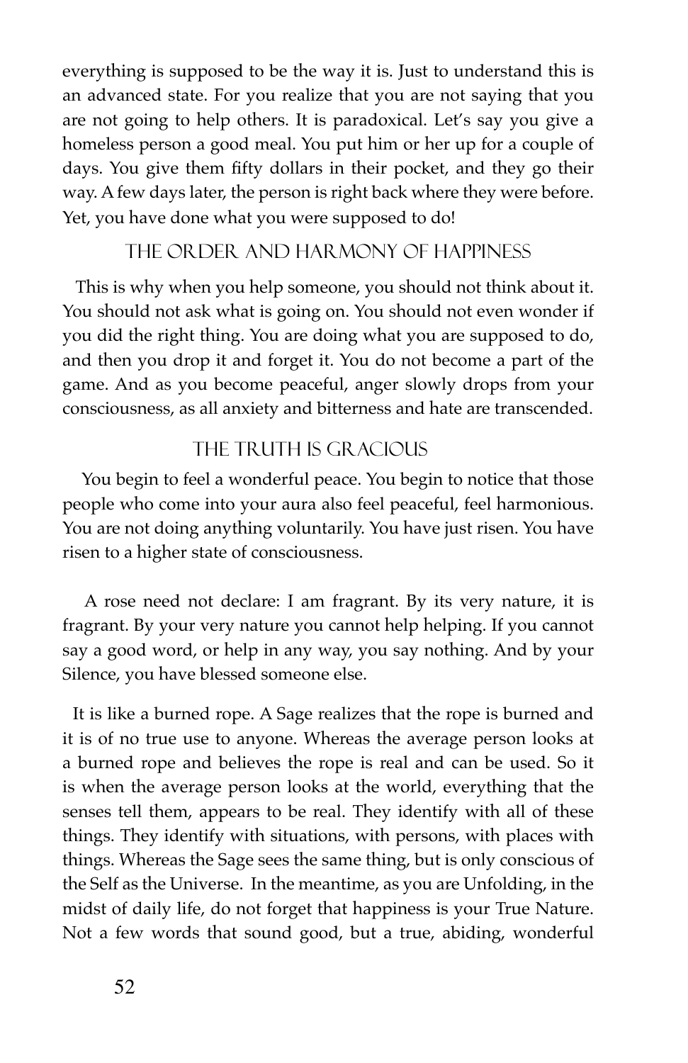everything is supposed to be the way it is. Just to understand this is an advanced state. For you realize that you are not saying that you are not going to help others. It is paradoxical. Let's say you give a homeless person a good meal. You put him or her up for a couple of days. You give them fifty dollars in their pocket, and they go their way. A few days later, the person is right back where they were before. Yet, you have done what you were supposed to do!

## THE ORDER AND HARMONY OF HAPPINESS

This is why when you help someone, you should not think about it. You should not ask what is going on. You should not even wonder if you did the right thing. You are doing what you are supposed to do, and then you drop it and forget it. You do not become a part of the game. And as you become peaceful, anger slowly drops from your consciousness, as all anxiety and bitterness and hate are transcended.

## THE TRUTH IS GRACIOUS

You begin to feel a wonderful peace. You begin to notice that those people who come into your aura also feel peaceful, feel harmonious. You are not doing anything voluntarily. You have just risen. You have risen to a higher state of consciousness.

A rose need not declare: I am fragrant. By its very nature, it is fragrant. By your very nature you cannot help helping. If you cannot say a good word, or help in any way, you say nothing. And by your Silence, you have blessed someone else.

It is like a burned rope. A Sage realizes that the rope is burned and it is of no true use to anyone. Whereas the average person looks at a burned rope and believes the rope is real and can be used. So it is when the average person looks at the world, everything that the senses tell them, appears to be real. They identify with all of these things. They identify with situations, with persons, with places with things. Whereas the Sage sees the same thing, but is only conscious of the Self as the Universe. In the meantime, as you are Unfolding, in the midst of daily life, do not forget that happiness is your True Nature. Not a few words that sound good, but a true, abiding, wonderful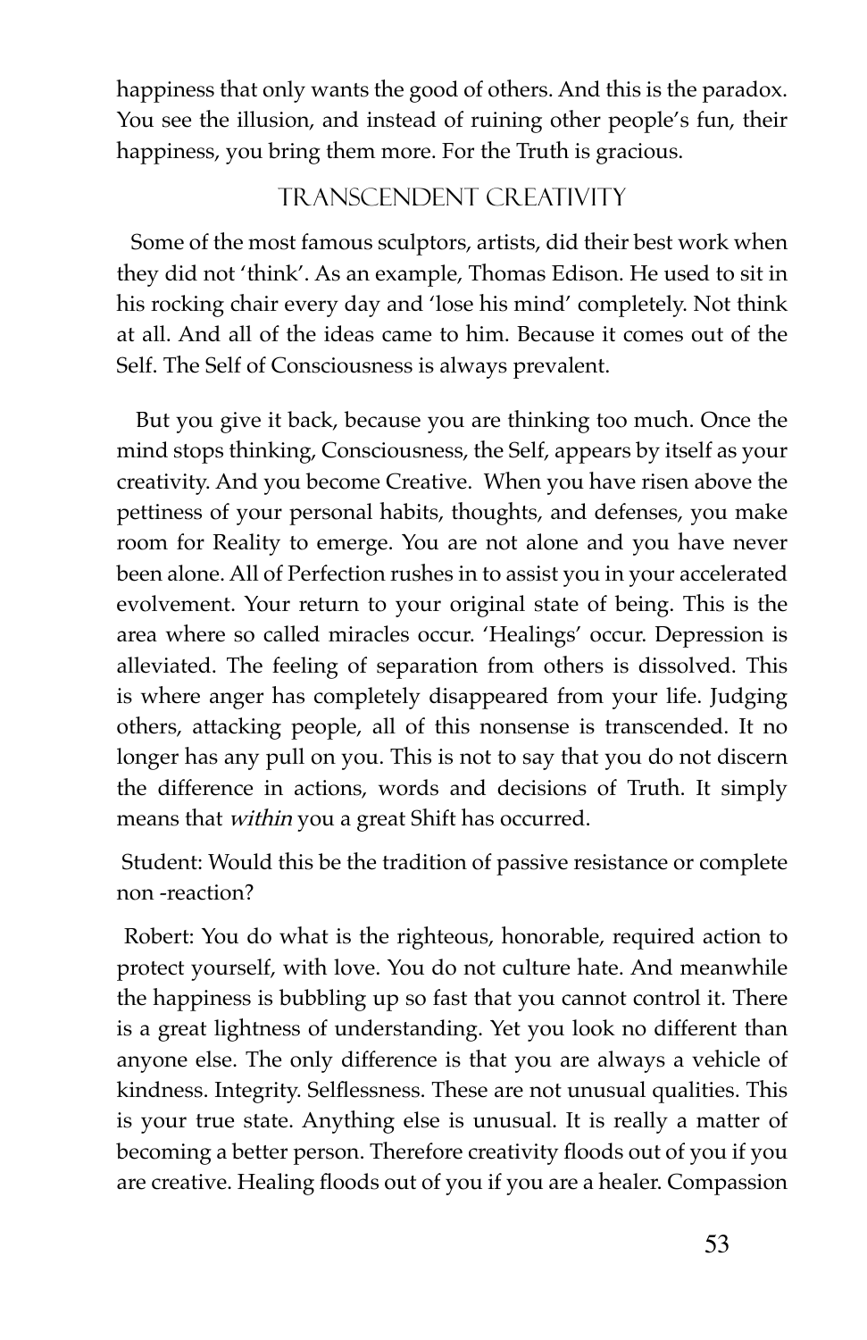happiness that only wants the good of others. And this is the paradox. You see the illusion, and instead of ruining other people's fun, their happiness, you bring them more. For the Truth is gracious.

## TRANSCENDENT CREATIVITY

Some of the most famous sculptors, artists, did their best work when they did not 'think'. As an example, Thomas Edison. He used to sit in his rocking chair every day and 'lose his mind' completely. Not think at all. And all of the ideas came to him. Because it comes out of the Self. The Self of Consciousness is always prevalent.

But you give it back, because you are thinking too much. Once the mind stops thinking, Consciousness, the Self, appears by itself as your creativity. And you become Creative. When you have risen above the pettiness of your personal habits, thoughts, and defenses, you make room for Reality to emerge. You are not alone and you have never been alone. All of Perfection rushes in to assist you in your accelerated evolvement. Your return to your original state of being. This is the area where so called miracles occur. 'Healings' occur. Depression is alleviated. The feeling of separation from others is dissolved. This is where anger has completely disappeared from your life. Judging others, attacking people, all of this nonsense is transcended. It no longer has any pull on you. This is not to say that you do not discern the difference in actions, words and decisions of Truth. It simply means that *within* you a great Shift has occurred.

Student: Would this be the tradition of passive resistance or complete non -reaction?

Robert: You do what is the righteous, honorable, required action to protect yourself, with love. You do not culture hate. And meanwhile the happiness is bubbling up so fast that you cannot control it. There is a great lightness of understanding. Yet you look no different than anyone else. The only difference is that you are always a vehicle of kindness. Integrity. Selflessness. These are not unusual qualities. This is your true state. Anything else is unusual. It is really a matter of becoming a better person. Therefore creativity floods out of you if you are creative. Healing floods out of you if you are a healer. Compassion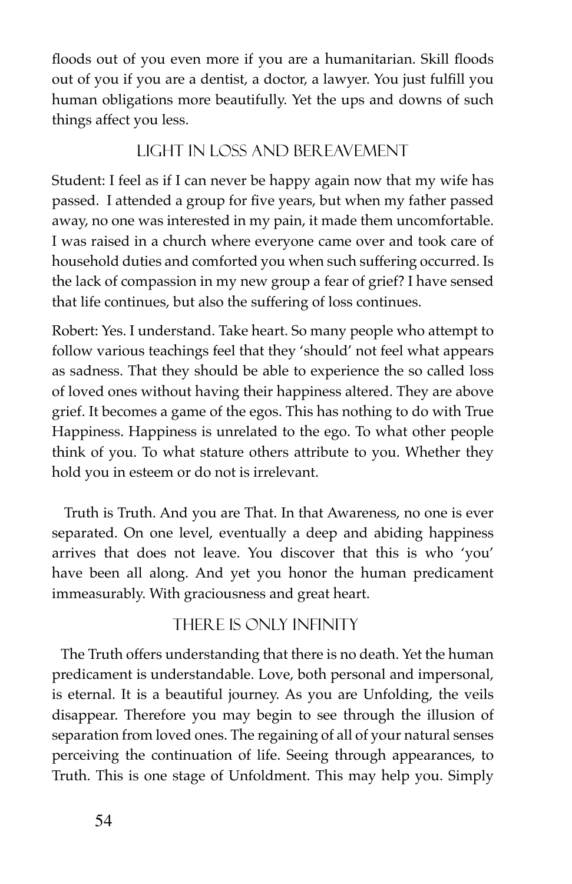floods out of you even more if you are a humanitarian. Skill floods out of you if you are a dentist, a doctor, a lawyer. You just fulfill you human obligations more beautifully. Yet the ups and downs of such things affect you less.

## Light in Loss and Bereavement

Student: I feel as if I can never be happy again now that my wife has passed. I attended a group for five years, but when my father passed away, no one was interested in my pain, it made them uncomfortable. I was raised in a church where everyone came over and took care of household duties and comforted you when such suffering occurred. Is the lack of compassion in my new group a fear of grief? I have sensed that life continues, but also the suffering of loss continues.

Robert: Yes. I understand. Take heart. So many people who attempt to follow various teachings feel that they 'should' not feel what appears as sadness. That they should be able to experience the so called loss of loved ones without having their happiness altered. They are above grief. It becomes a game of the egos. This has nothing to do with True Happiness. Happiness is unrelated to the ego. To what other people think of you. To what stature others attribute to you. Whether they hold you in esteem or do not is irrelevant.

Truth is Truth. And you are That. In that Awareness, no one is ever separated. On one level, eventually a deep and abiding happiness arrives that does not leave. You discover that this is who 'you' have been all along. And yet you honor the human predicament immeasurably. With graciousness and great heart.

## There is Only Infinity

The Truth offers understanding that there is no death. Yet the human predicament is understandable. Love, both personal and impersonal, is eternal. It is a beautiful journey. As you are Unfolding, the veils disappear. Therefore you may begin to see through the illusion of separation from loved ones. The regaining of all of your natural senses perceiving the continuation of life. Seeing through appearances, to Truth. This is one stage of Unfoldment. This may help you. Simply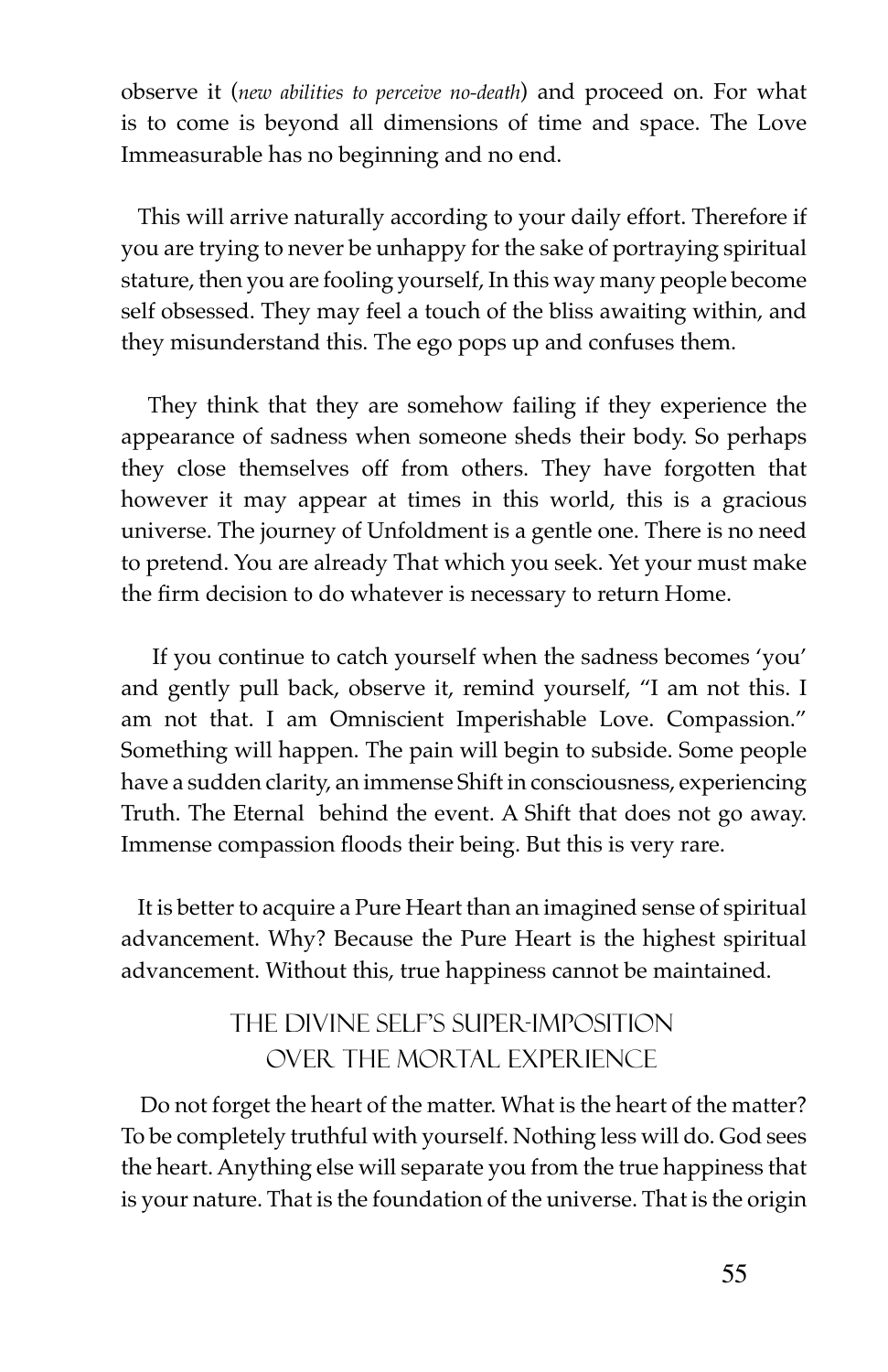observe it (*new abilities to perceive no-death*) and proceed on. For what is to come is beyond all dimensions of time and space. The Love Immeasurable has no beginning and no end.

This will arrive naturally according to your daily effort. Therefore if you are trying to never be unhappy for the sake of portraying spiritual stature, then you are fooling yourself, In this way many people become self obsessed. They may feel a touch of the bliss awaiting within, and they misunderstand this. The ego pops up and confuses them.

They think that they are somehow failing if they experience the appearance of sadness when someone sheds their body. So perhaps they close themselves off from others. They have forgotten that however it may appear at times in this world, this is a gracious universe. The journey of Unfoldment is a gentle one. There is no need to pretend. You are already That which you seek. Yet your must make the firm decision to do whatever is necessary to return Home.

If you continue to catch yourself when the sadness becomes 'you' and gently pull back, observe it, remind yourself, "I am not this. I am not that. I am Omniscient Imperishable Love. Compassion." Something will happen. The pain will begin to subside. Some people have a sudden clarity, an immense Shift in consciousness, experiencing Truth. The Eternal behind the event. A Shift that does not go away. Immense compassion floods their being. But this is very rare.

It is better to acquire a Pure Heart than an imagined sense of spiritual advancement. Why? Because the Pure Heart is the highest spiritual advancement. Without this, true happiness cannot be maintained.

## The Divine Self's Super-Imposition Over the Mortal Experience

Do not forget the heart of the matter. What is the heart of the matter? To be completely truthful with yourself. Nothing less will do. God sees the heart. Anything else will separate you from the true happiness that is your nature. That is the foundation of the universe. That is the origin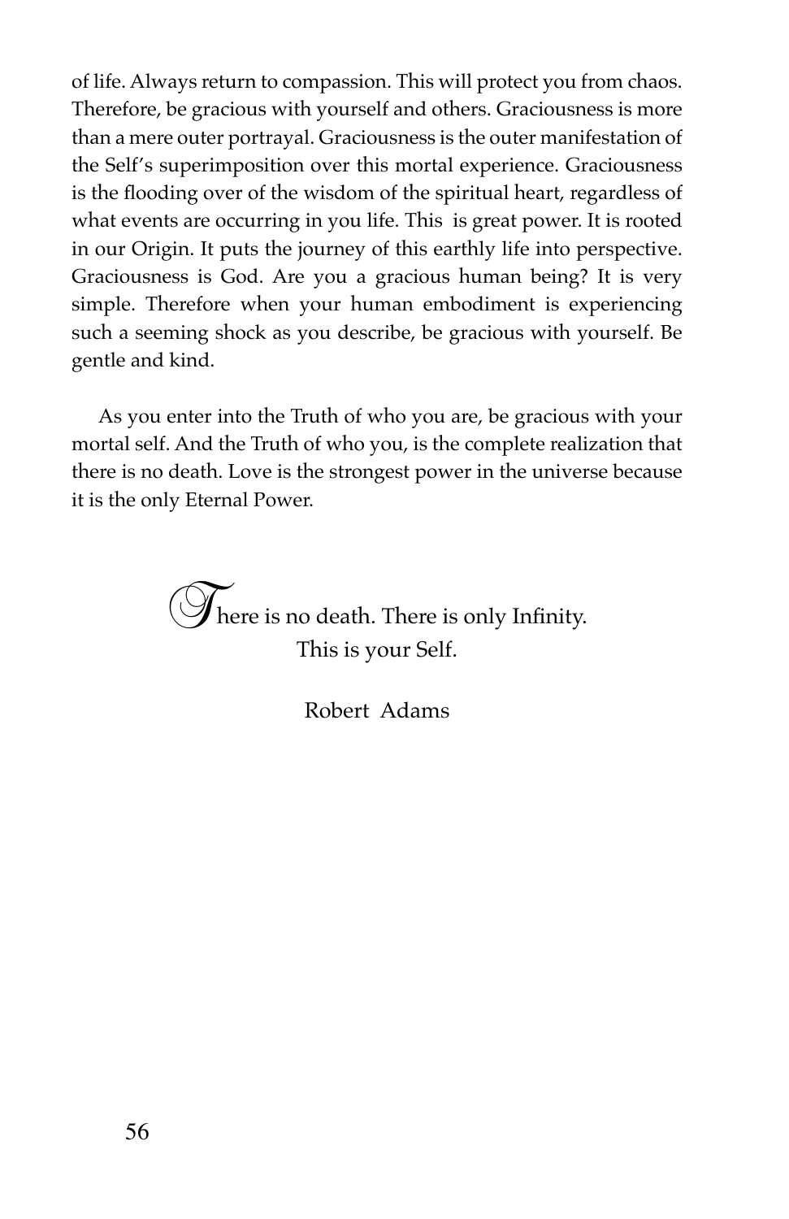of life. Always return to compassion. This will protect you from chaos. Therefore, be gracious with yourself and others. Graciousness is more than a mere outer portrayal. Graciousness is the outer manifestation of the Self's superimposition over this mortal experience. Graciousness is the flooding over of the wisdom of the spiritual heart, regardless of what events are occurring in you life. This is great power. It is rooted in our Origin. It puts the journey of this earthly life into perspective. Graciousness is God. Are you a gracious human being? It is very simple. Therefore when your human embodiment is experiencing such a seeming shock as you describe, be gracious with yourself. Be gentle and kind.

As you enter into the Truth of who you are, be gracious with your mortal self. And the Truth of who you, is the complete realization that there is no death. Love is the strongest power in the universe because it is the only Eternal Power.

There is no death. There is only Infinity.
This is your Self.

Robert Adams